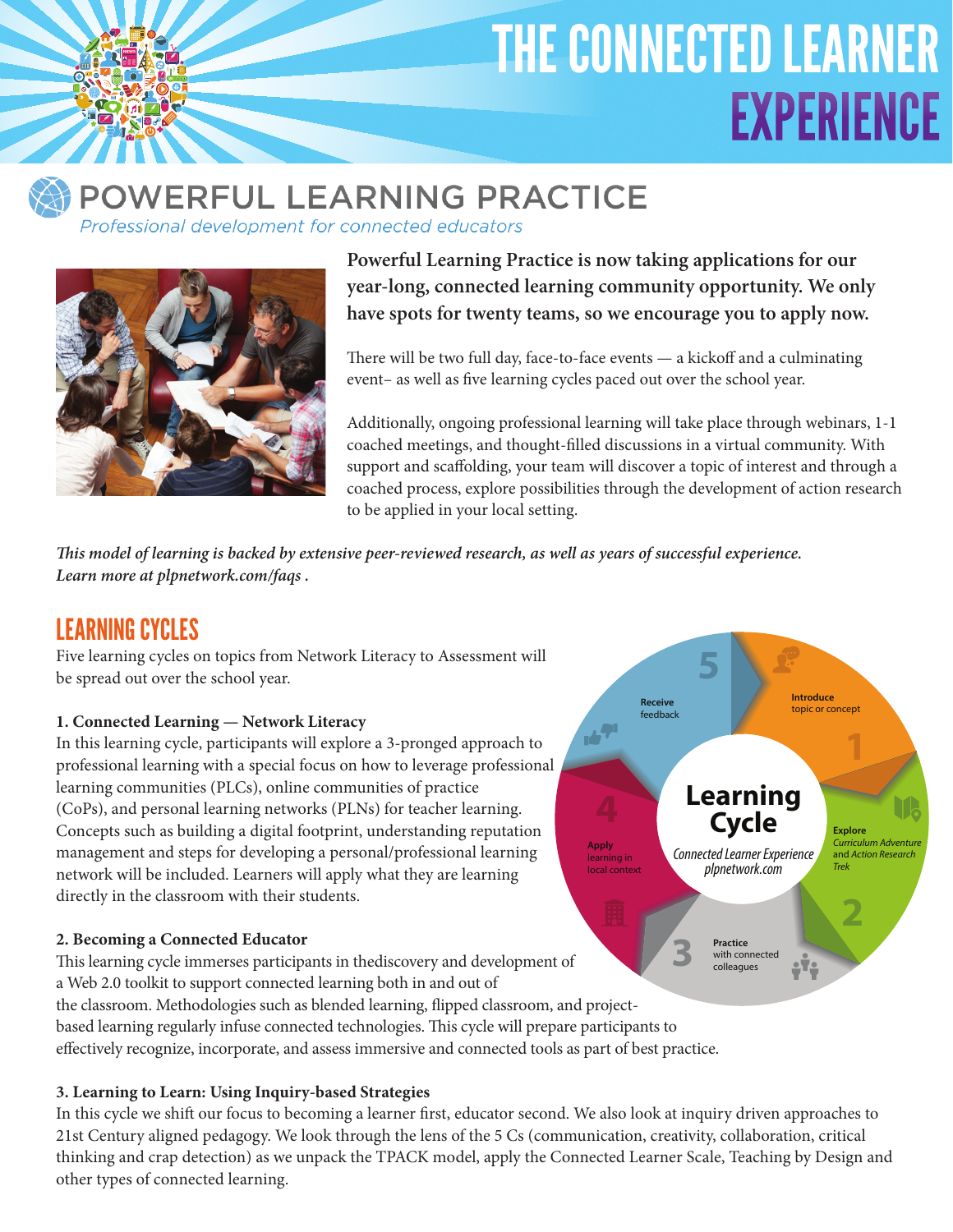# THE CONNECTED LEARNER EXPERIENCE

## POWERFUL LEARNING PRACTICE

*Professional development for connected educators*

**Powerful Learning Practice is now taking applications for our year-long, connected learning community opportunity. We only have spots for twenty teams, so we encourage you to apply now.**

There will be two full day, face-to-face events — a kickoff and a culminating event– as well as five learning cycles paced out over the school year.

Additionally, ongoing professional learning will take place through webinars, 1-1 coached meetings, and thought-filled discussions in a virtual community. With support and scaffolding, your team will discover a topic of interest and through a coached process, explore possibilities through the development of action research to be applied in your local setting.

***This model of learning is backed by extensive peer-reviewed research, as well as years of successful experience. Learn more at plpnetwork.com/faqs .***

## LEARNING CYCLES

Five learning cycles on topics from Network Literacy to Assessment will be spread out over the school year.

**Learning Cycle**
*Connected Learner Experience*
*plpnetwork.com*

1. **Introduce** topic or concept
2. **Explore** *Curriculum Adventure* and *Action Research Trek*
3. **Practice** with connected colleagues
4. **Apply** learning in local context
5. **Receive** feedback

**1. Connected Learning — Network Literacy**

In this learning cycle, participants will explore a 3-pronged approach to professional learning with a special focus on how to leverage professional learning communities (PLCs), online communities of practice (CoPs), and personal learning networks (PLNs) for teacher learning. Concepts such as building a digital footprint, understanding reputation management and steps for developing a personal/professional learning network will be included. Learners will apply what they are learning directly in the classroom with their students.

**2. Becoming a Connected Educator**

This learning cycle immerses participants in thediscovery and development of a Web 2.0 toolkit to support connected learning both in and out of the classroom. Methodologies such as blended learning, flipped classroom, and project-based learning regularly infuse connected technologies. This cycle will prepare participants to effectively recognize, incorporate, and assess immersive and connected tools as part of best practice.

**3. Learning to Learn: Using Inquiry-based Strategies**

In this cycle we shift our focus to becoming a learner first, educator second. We also look at inquiry driven approaches to 21st Century aligned pedagogy. We look through the lens of the 5 Cs (communication, creativity, collaboration, critical thinking and crap detection) as we unpack the TPACK model, apply the Connected Learner Scale, Teaching by Design and other types of connected learning.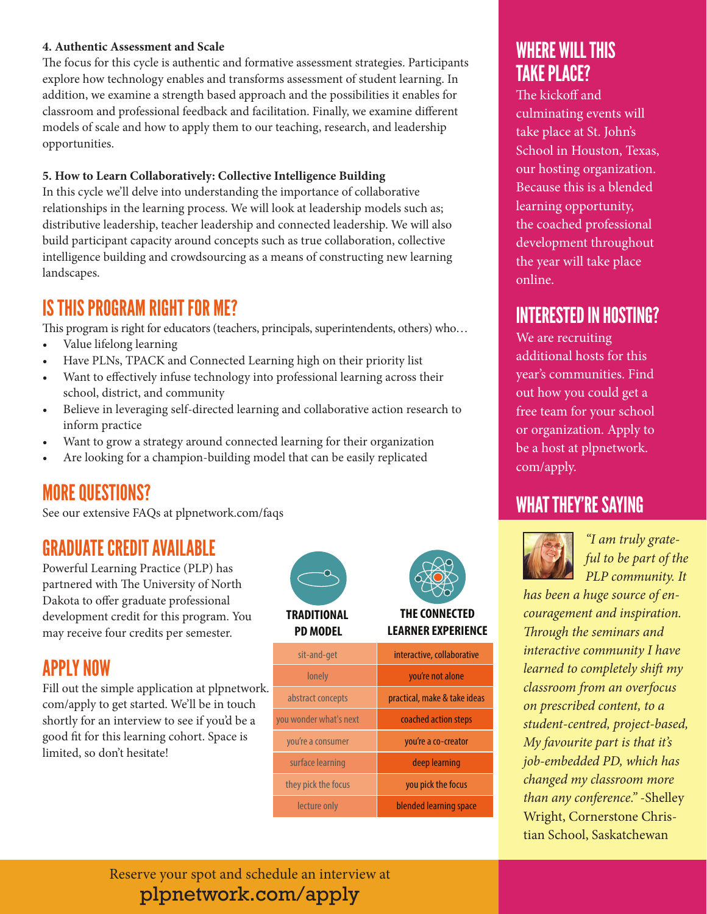**4. Authentic Assessment and Scale**

The focus for this cycle is authentic and formative assessment strategies. Participants explore how technology enables and transforms assessment of student learning. In addition, we examine a strength based approach and the possibilities it enables for classroom and professional feedback and facilitation. Finally, we examine different models of scale and how to apply them to our teaching, research, and leadership opportunities.

**5. How to Learn Collaboratively: Collective Intelligence Building**

In this cycle we'll delve into understanding the importance of collaborative relationships in the learning process. We will look at leadership models such as; distributive leadership, teacher leadership and connected leadership. We will also build participant capacity around concepts such as true collaboration, collective intelligence building and crowdsourcing as a means of constructing new learning landscapes.

## IS THIS PROGRAM RIGHT FOR ME?

This program is right for educators (teachers, principals, superintendents, others) who…

- Value lifelong learning
- Have PLNs, TPACK and Connected Learning high on their priority list
- Want to effectively infuse technology into professional learning across their school, district, and community
- Believe in leveraging self-directed learning and collaborative action research to inform practice
- Want to grow a strategy around connected learning for their organization
- Are looking for a champion-building model that can be easily replicated

## MORE QUESTIONS?

See our extensive FAQs at plpnetwork.com/faqs

## GRADUATE CREDIT AVAILABLE

Powerful Learning Practice (PLP) has partnered with The University of North Dakota to offer graduate professional development credit for this program. You may receive four credits per semester.

## APPLY NOW

Fill out the simple application at plpnetwork.com/apply to get started. We'll be in touch shortly for an interview to see if you'd be a good fit for this learning cohort. Space is limited, so don't hesitate!

| TRADITIONAL PD MODEL | THE CONNECTED LEARNER EXPERIENCE |
|---|---|
| sit-and-get | interactive, collaborative |
| lonely | you're not alone |
| abstract concepts | practical, make & take ideas |
| you wonder what's next | coached action steps |
| you're a consumer | you're a co-creator |
| surface learning | deep learning |
| they pick the focus | you pick the focus |
| lecture only | blended learning space |

## WHERE WILL THIS TAKE PLACE?

The kickoff and culminating events will take place at St. John's School in Houston, Texas, our hosting organization. Because this is a blended learning opportunity, the coached professional development throughout the year will take place online.

## INTERESTED IN HOSTING?

We are recruiting additional hosts for this year's communities. Find out how you could get a free team for your school or organization. Apply to be a host at plpnetwork.com/apply.

## WHAT THEY'RE SAYING

*"I am truly grateful to be part of the PLP community. It has been a huge source of encouragement and inspiration. Through the seminars and interactive community I have learned to completely shift my classroom from an overfocus on prescribed content, to a student-centred, project-based, My favourite part is that it's job-embedded PD, which has changed my classroom more than any conference."* -Shelley Wright, Cornerstone Christian School, Saskatchewan

Reserve your spot and schedule an interview at
plpnetwork.com/apply